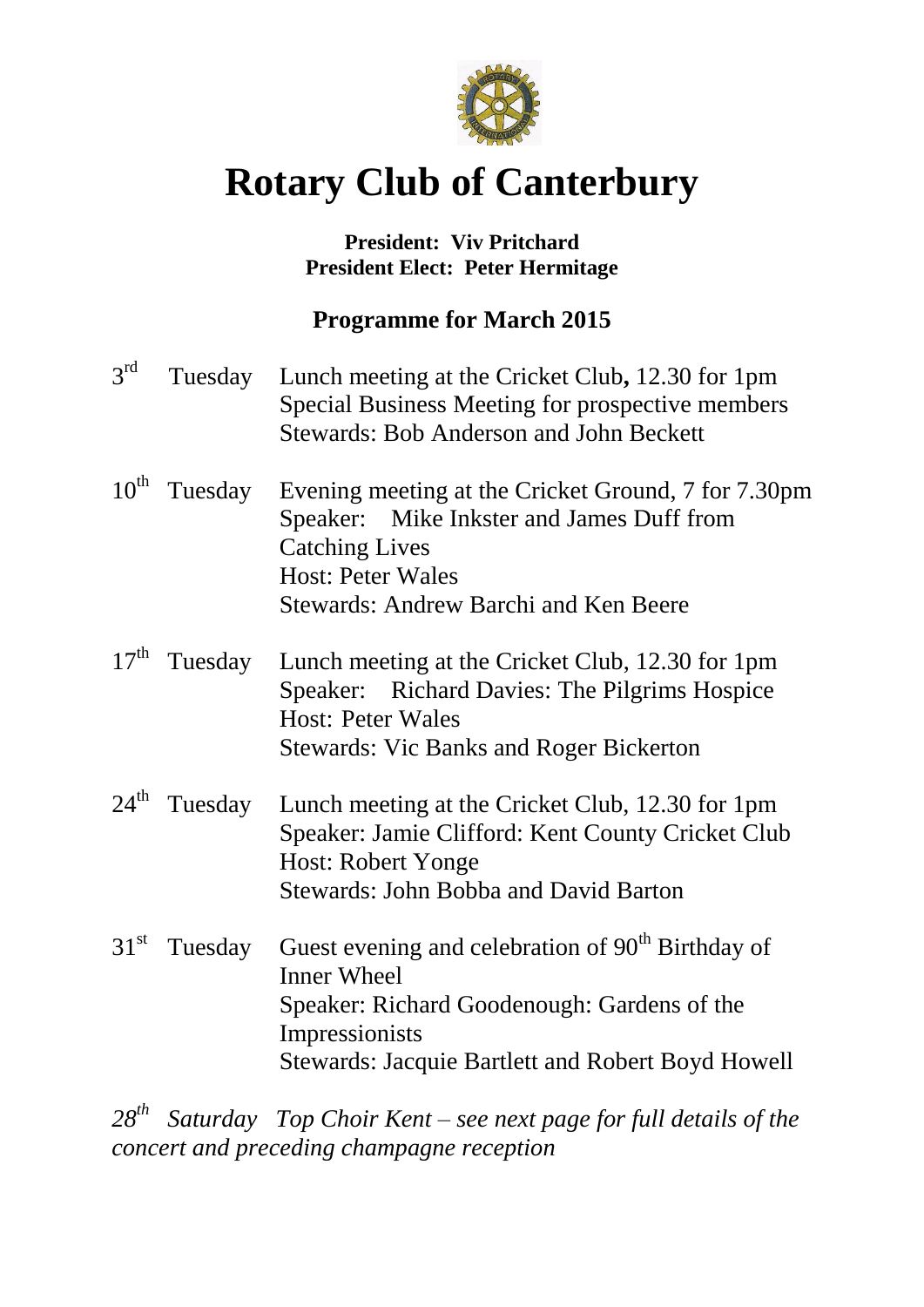# Rotary Club of Canterbury

**President: Viv Pritchard**
**President Elect: Peter Hermitage**

## Programme for March 2015

3rd Tuesday — Lunch meeting at the Cricket Club**,** 12.30 for 1pm
Special Business Meeting for prospective members
Stewards: Bob Anderson and John Beckett

10th Tuesday — Evening meeting at the Cricket Ground, 7 for 7.30pm
Speaker: Mike Inkster and James Duff from Catching Lives
Host: Peter Wales
Stewards: Andrew Barchi and Ken Beere

17th Tuesday — Lunch meeting at the Cricket Club, 12.30 for 1pm
Speaker: Richard Davies: The Pilgrims Hospice
Host: Peter Wales
Stewards: Vic Banks and Roger Bickerton

24th Tuesday — Lunch meeting at the Cricket Club, 12.30 for 1pm
Speaker: Jamie Clifford: Kent County Cricket Club
Host: Robert Yonge
Stewards: John Bobba and David Barton

31st Tuesday — Guest evening and celebration of 90th Birthday of Inner Wheel
Speaker: Richard Goodenough: Gardens of the Impressionists
Stewards: Jacquie Bartlett and Robert Boyd Howell

*28th Saturday Top Choir Kent – see next page for full details of the concert and preceding champagne reception*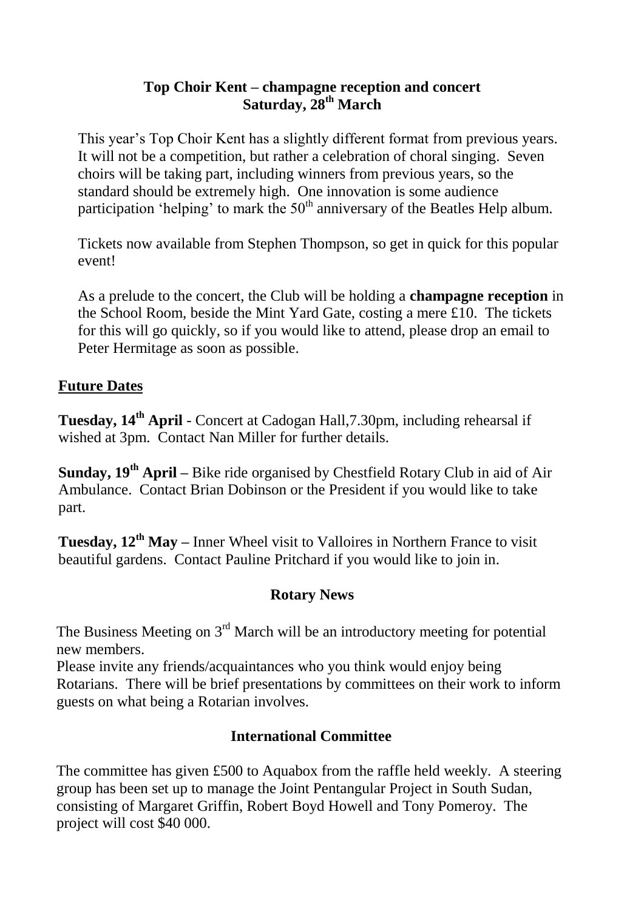### Top Choir Kent – champagne reception and concert
### Saturday, 28th March

This year's Top Choir Kent has a slightly different format from previous years. It will not be a competition, but rather a celebration of choral singing. Seven choirs will be taking part, including winners from previous years, so the standard should be extremely high. One innovation is some audience participation 'helping' to mark the 50th anniversary of the Beatles Help album.

Tickets now available from Stephen Thompson, so get in quick for this popular event!

As a prelude to the concert, the Club will be holding a **champagne reception** in the School Room, beside the Mint Yard Gate, costing a mere £10. The tickets for this will go quickly, so if you would like to attend, please drop an email to Peter Hermitage as soon as possible.

## Future Dates

**Tuesday, 14th April** - Concert at Cadogan Hall,7.30pm, including rehearsal if wished at 3pm. Contact Nan Miller for further details.

**Sunday, 19th April –** Bike ride organised by Chestfield Rotary Club in aid of Air Ambulance. Contact Brian Dobinson or the President if you would like to take part.

**Tuesday, 12th May –** Inner Wheel visit to Valloires in Northern France to visit beautiful gardens. Contact Pauline Pritchard if you would like to join in.

### Rotary News

The Business Meeting on 3rd March will be an introductory meeting for potential new members.
Please invite any friends/acquaintances who you think would enjoy being Rotarians. There will be brief presentations by committees on their work to inform guests on what being a Rotarian involves.

### International Committee

The committee has given £500 to Aquabox from the raffle held weekly. A steering group has been set up to manage the Joint Pentangular Project in South Sudan, consisting of Margaret Griffin, Robert Boyd Howell and Tony Pomeroy. The project will cost $40 000.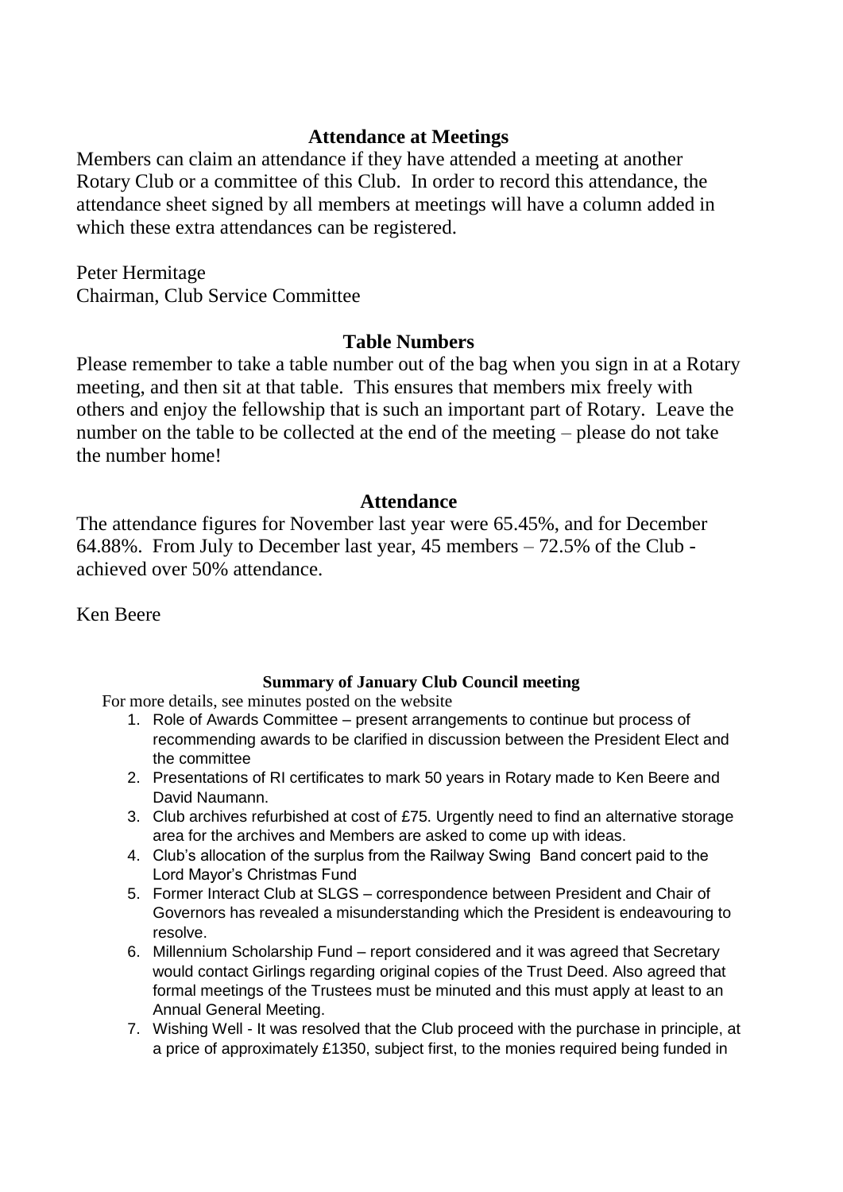## Attendance at Meetings

Members can claim an attendance if they have attended a meeting at another Rotary Club or a committee of this Club. In order to record this attendance, the attendance sheet signed by all members at meetings will have a column added in which these extra attendances can be registered.

Peter Hermitage
Chairman, Club Service Committee

## Table Numbers

Please remember to take a table number out of the bag when you sign in at a Rotary meeting, and then sit at that table. This ensures that members mix freely with others and enjoy the fellowship that is such an important part of Rotary. Leave the number on the table to be collected at the end of the meeting – please do not take the number home!

## Attendance

The attendance figures for November last year were 65.45%, and for December 64.88%. From July to December last year, 45 members – 72.5% of the Club - achieved over 50% attendance.

Ken Beere

### Summary of January Club Council meeting

For more details, see minutes posted on the website

1. Role of Awards Committee – present arrangements to continue but process of recommending awards to be clarified in discussion between the President Elect and the committee
2. Presentations of RI certificates to mark 50 years in Rotary made to Ken Beere and David Naumann.
3. Club archives refurbished at cost of £75. Urgently need to find an alternative storage area for the archives and Members are asked to come up with ideas.
4. Club's allocation of the surplus from the Railway Swing Band concert paid to the Lord Mayor's Christmas Fund
5. Former Interact Club at SLGS – correspondence between President and Chair of Governors has revealed a misunderstanding which the President is endeavouring to resolve.
6. Millennium Scholarship Fund – report considered and it was agreed that Secretary would contact Girlings regarding original copies of the Trust Deed. Also agreed that formal meetings of the Trustees must be minuted and this must apply at least to an Annual General Meeting.
7. Wishing Well - It was resolved that the Club proceed with the purchase in principle, at a price of approximately £1350, subject first, to the monies required being funded in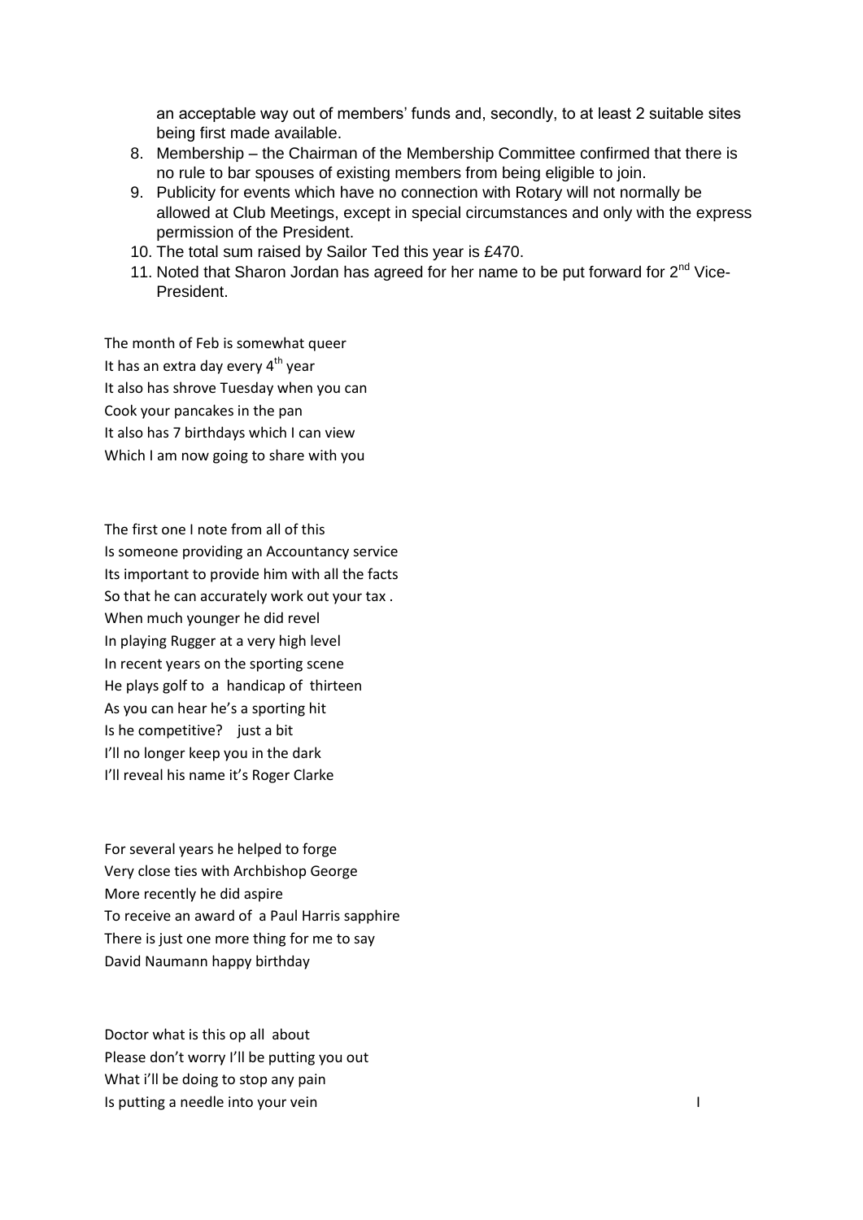an acceptable way out of members' funds and, secondly, to at least 2 suitable sites being first made available.

8. Membership – the Chairman of the Membership Committee confirmed that there is no rule to bar spouses of existing members from being eligible to join.
9. Publicity for events which have no connection with Rotary will not normally be allowed at Club Meetings, except in special circumstances and only with the express permission of the President.
10. The total sum raised by Sailor Ted this year is £470.
11. Noted that Sharon Jordan has agreed for her name to be put forward for 2nd Vice-President.

The month of Feb is somewhat queer
It has an extra day every 4th year
It also has shrove Tuesday when you can
Cook your pancakes in the pan
It also has 7 birthdays which I can view
Which I am now going to share with you

The first one I note from all of this
Is someone providing an Accountancy service
Its important to provide him with all the facts
So that he can accurately work out your tax .
When much younger he did revel
In playing Rugger at a very high level
In recent years on the sporting scene
He plays golf to a handicap of thirteen
As you can hear he's a sporting hit
Is he competitive? just a bit
I'll no longer keep you in the dark
I'll reveal his name it's Roger Clarke

For several years he helped to forge
Very close ties with Archbishop George
More recently he did aspire
To receive an award of a Paul Harris sapphire
There is just one more thing for me to say
David Naumann happy birthday

Doctor what is this op all about
Please don't worry I'll be putting you out
What i'll be doing to stop any pain
Is putting a needle into your vein

I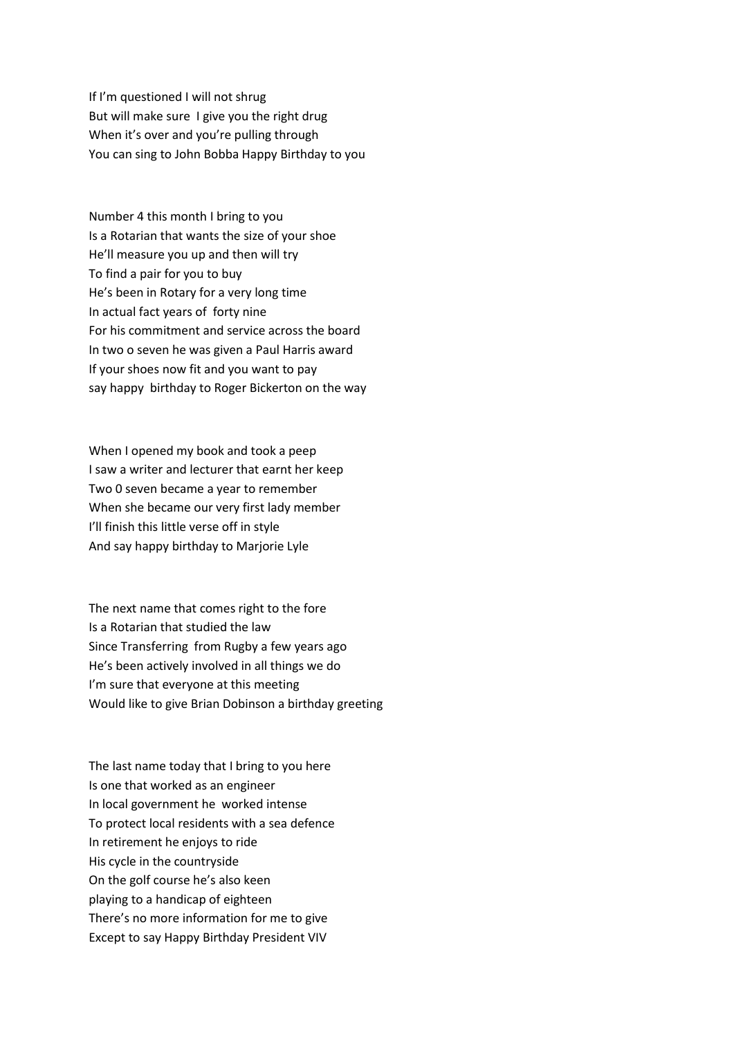If I'm questioned I will not shrug
But will make sure I give you the right drug
When it's over and you're pulling through
You can sing to John Bobba Happy Birthday to you

Number 4 this month I bring to you
Is a Rotarian that wants the size of your shoe
He'll measure you up and then will try
To find a pair for you to buy
He's been in Rotary for a very long time
In actual fact years of forty nine
For his commitment and service across the board
In two o seven he was given a Paul Harris award
If your shoes now fit and you want to pay
say happy birthday to Roger Bickerton on the way

When I opened my book and took a peep
I saw a writer and lecturer that earnt her keep
Two 0 seven became a year to remember
When she became our very first lady member
I'll finish this little verse off in style
And say happy birthday to Marjorie Lyle

The next name that comes right to the fore
Is a Rotarian that studied the law
Since Transferring from Rugby a few years ago
He's been actively involved in all things we do
I'm sure that everyone at this meeting
Would like to give Brian Dobinson a birthday greeting

The last name today that I bring to you here
Is one that worked as an engineer
In local government he worked intense
To protect local residents with a sea defence
In retirement he enjoys to ride
His cycle in the countryside
On the golf course he's also keen
playing to a handicap of eighteen
There's no more information for me to give
Except to say Happy Birthday President VIV